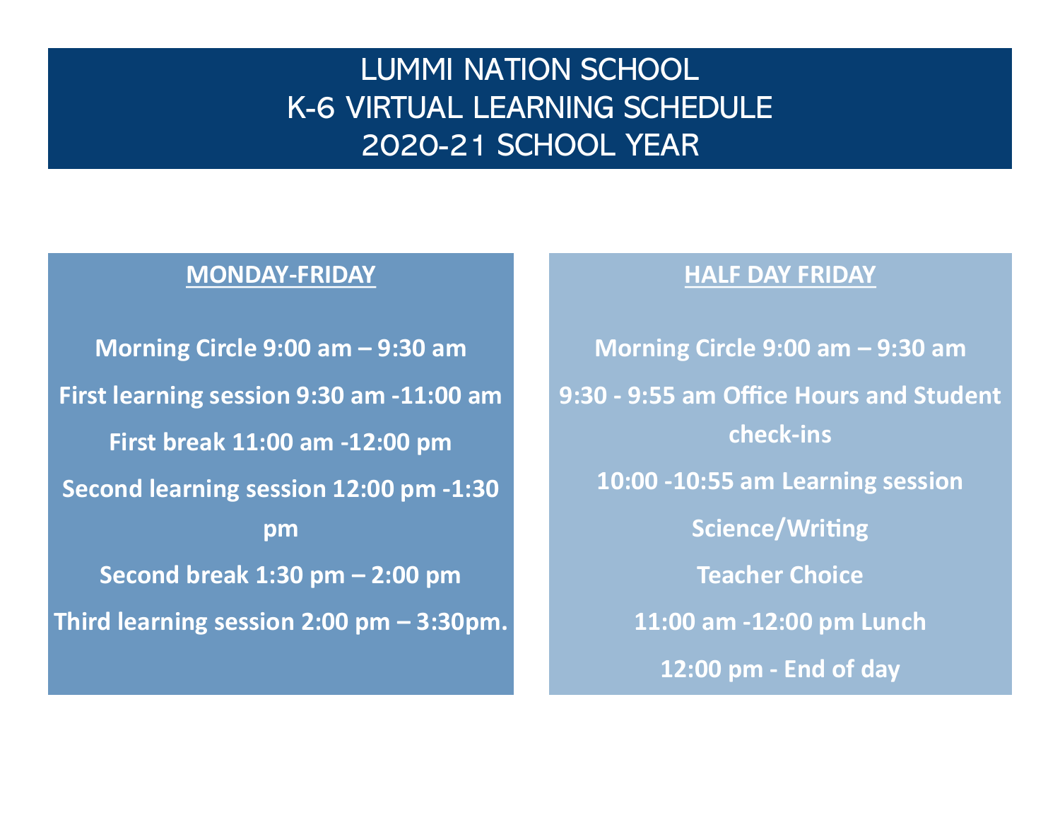# LUMMI NATION SCHOOL
# K-6 VIRTUAL LEARNING SCHEDULE
# 2020-21 SCHOOL YEAR

## MONDAY-FRIDAY

**Morning Circle 9:00 am – 9:30 am**

**First learning session 9:30 am -11:00 am**

**First break 11:00 am -12:00 pm**

**Second learning session 12:00 pm -1:30 pm**

**Second break 1:30 pm – 2:00 pm**

**Third learning session 2:00 pm – 3:30pm.**

## HALF DAY FRIDAY

**Morning Circle 9:00 am – 9:30 am**

**9:30 - 9:55 am Office Hours and Student check-ins**

**10:00 -10:55 am Learning session**

**Science/Writing**

**Teacher Choice**

**11:00 am -12:00 pm Lunch**

**12:00 pm - End of day**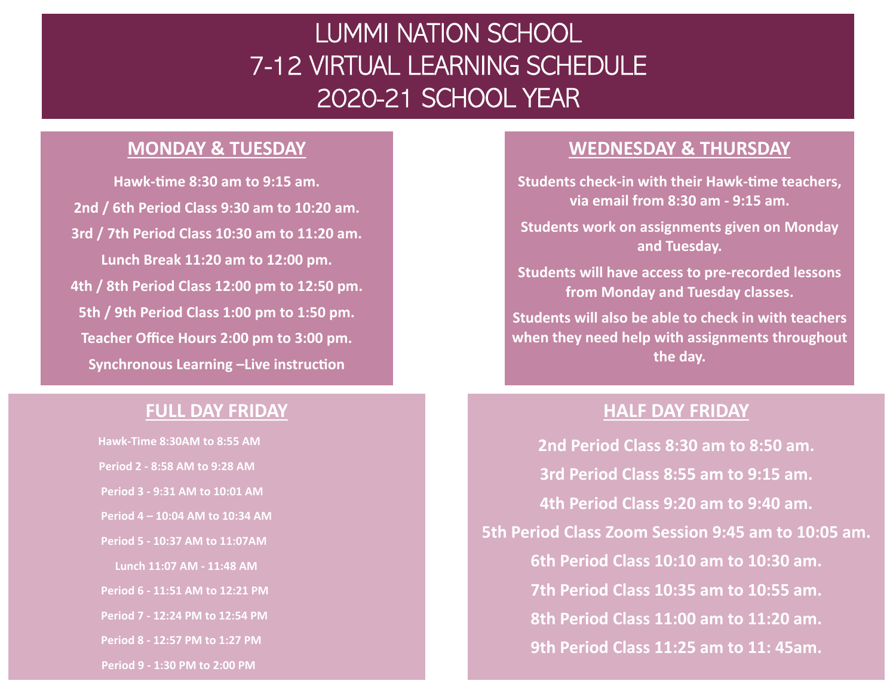# LUMMI NATION SCHOOL
# 7-12 VIRTUAL LEARNING SCHEDULE
# 2020-21 SCHOOL YEAR

## MONDAY & TUESDAY

**Hawk-time 8:30 am to 9:15 am.**

**2nd / 6th Period Class 9:30 am to 10:20 am.**

**3rd / 7th Period Class 10:30 am to 11:20 am.**

**Lunch Break 11:20 am to 12:00 pm.**

**4th / 8th Period Class 12:00 pm to 12:50 pm.**

**5th / 9th Period Class 1:00 pm to 1:50 pm.**

**Teacher Office Hours 2:00 pm to 3:00 pm.**

**Synchronous Learning –Live instruction**

## WEDNESDAY & THURSDAY

**Students check-in with their Hawk-time teachers, via email from 8:30 am - 9:15 am.**

**Students work on assignments given on Monday and Tuesday.**

**Students will have access to pre-recorded lessons from Monday and Tuesday classes.**

**Students will also be able to check in with teachers when they need help with assignments throughout the day.**

## FULL DAY FRIDAY

**Hawk-Time 8:30AM to 8:55 AM**

**Period 2 - 8:58 AM to 9:28 AM**

**Period 3 - 9:31 AM to 10:01 AM**

**Period 4 – 10:04 AM to 10:34 AM**

**Period 5 - 10:37 AM to 11:07AM**

**Lunch 11:07 AM - 11:48 AM**

**Period 6 - 11:51 AM to 12:21 PM**

**Period 7 - 12:24 PM to 12:54 PM**

**Period 8 - 12:57 PM to 1:27 PM**

**Period 9 - 1:30 PM to 2:00 PM**

## HALF DAY FRIDAY

**2nd Period Class 8:30 am to 8:50 am.**

**3rd Period Class 8:55 am to 9:15 am.**

**4th Period Class 9:20 am to 9:40 am.**

**5th Period Class Zoom Session 9:45 am to 10:05 am.**

**6th Period Class 10:10 am to 10:30 am.**

**7th Period Class 10:35 am to 10:55 am.**

**8th Period Class 11:00 am to 11:20 am.**

**9th Period Class 11:25 am to 11: 45am.**